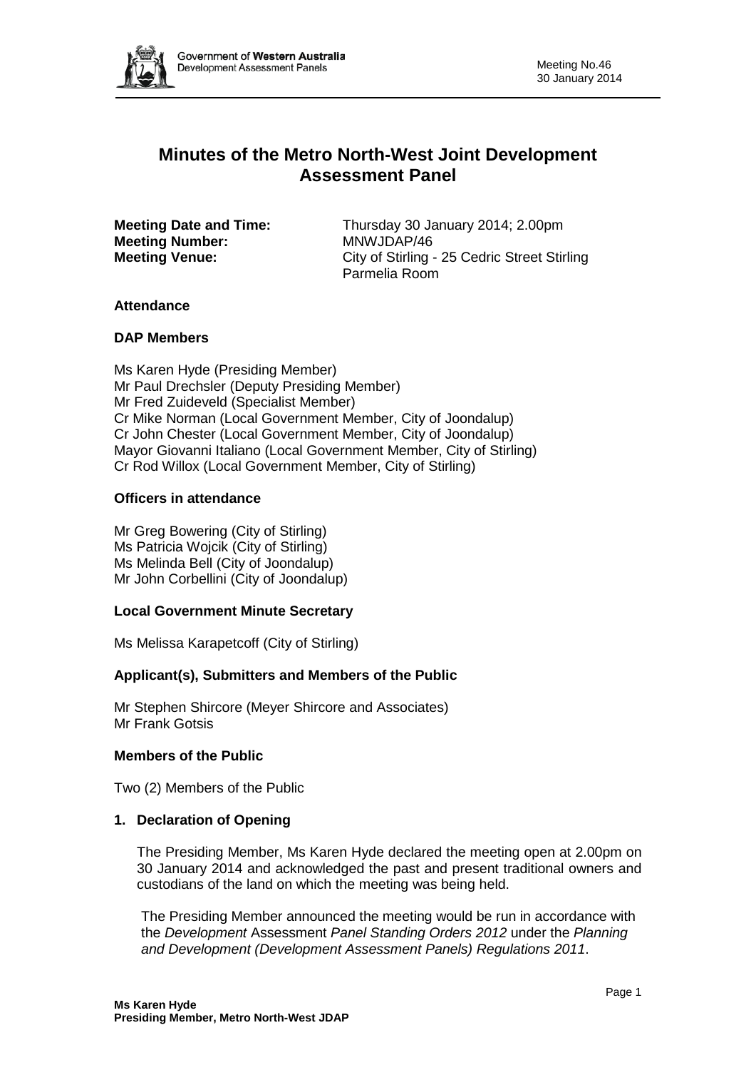# Minutes of the Metro North-West Joint Development Assessment Panel

**Meeting Date and Time:** Thursday 30 January 2014; 2.00pm
**Meeting Number:** MNWJDAP/46
**Meeting Venue:** City of Stirling - 25 Cedric Street Stirling Parmelia Room

### Attendance

### DAP Members

Ms Karen Hyde (Presiding Member)
Mr Paul Drechsler (Deputy Presiding Member)
Mr Fred Zuideveld (Specialist Member)
Cr Mike Norman (Local Government Member, City of Joondalup)
Cr John Chester (Local Government Member, City of Joondalup)
Mayor Giovanni Italiano (Local Government Member, City of Stirling)
Cr Rod Willox (Local Government Member, City of Stirling)

### Officers in attendance

Mr Greg Bowering (City of Stirling)
Ms Patricia Wojcik (City of Stirling)
Ms Melinda Bell (City of Joondalup)
Mr John Corbellini (City of Joondalup)

### Local Government Minute Secretary

Ms Melissa Karapetcoff (City of Stirling)

### Applicant(s), Submitters and Members of the Public

Mr Stephen Shircore (Meyer Shircore and Associates)
Mr Frank Gotsis

### Members of the Public

Two (2) Members of the Public

### 1. Declaration of Opening

The Presiding Member, Ms Karen Hyde declared the meeting open at 2.00pm on 30 January 2014 and acknowledged the past and present traditional owners and custodians of the land on which the meeting was being held.

The Presiding Member announced the meeting would be run in accordance with the *Development* Assessment *Panel Standing Orders 2012* under the *Planning and Development (Development Assessment Panels) Regulations 2011*.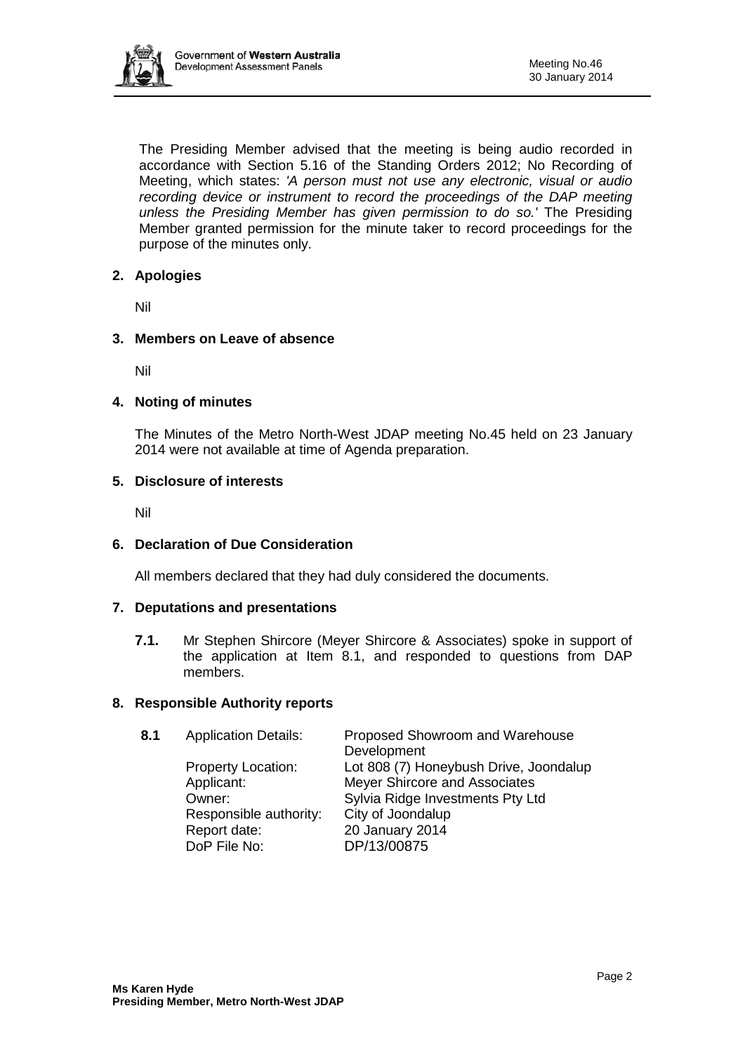The Presiding Member advised that the meeting is being audio recorded in accordance with Section 5.16 of the Standing Orders 2012; No Recording of Meeting, which states: *'A person must not use any electronic, visual or audio recording device or instrument to record the proceedings of the DAP meeting unless the Presiding Member has given permission to do so.'* The Presiding Member granted permission for the minute taker to record proceedings for the purpose of the minutes only.

## 2. Apologies

Nil

## 3. Members on Leave of absence

Nil

## 4. Noting of minutes

The Minutes of the Metro North-West JDAP meeting No.45 held on 23 January 2014 were not available at time of Agenda preparation.

## 5. Disclosure of interests

Nil

## 6. Declaration of Due Consideration

All members declared that they had duly considered the documents.

## 7. Deputations and presentations

**7.1.** Mr Stephen Shircore (Meyer Shircore & Associates) spoke in support of the application at Item 8.1, and responded to questions from DAP members.

## 8. Responsible Authority reports

**8.1**

| | |
|---|---|
| Application Details: | Proposed Showroom and Warehouse Development |
| Property Location: | Lot 808 (7) Honeybush Drive, Joondalup |
| Applicant: | Meyer Shircore and Associates |
| Owner: | Sylvia Ridge Investments Pty Ltd |
| Responsible authority: | City of Joondalup |
| Report date: | 20 January 2014 |
| DoP File No: | DP/13/00875 |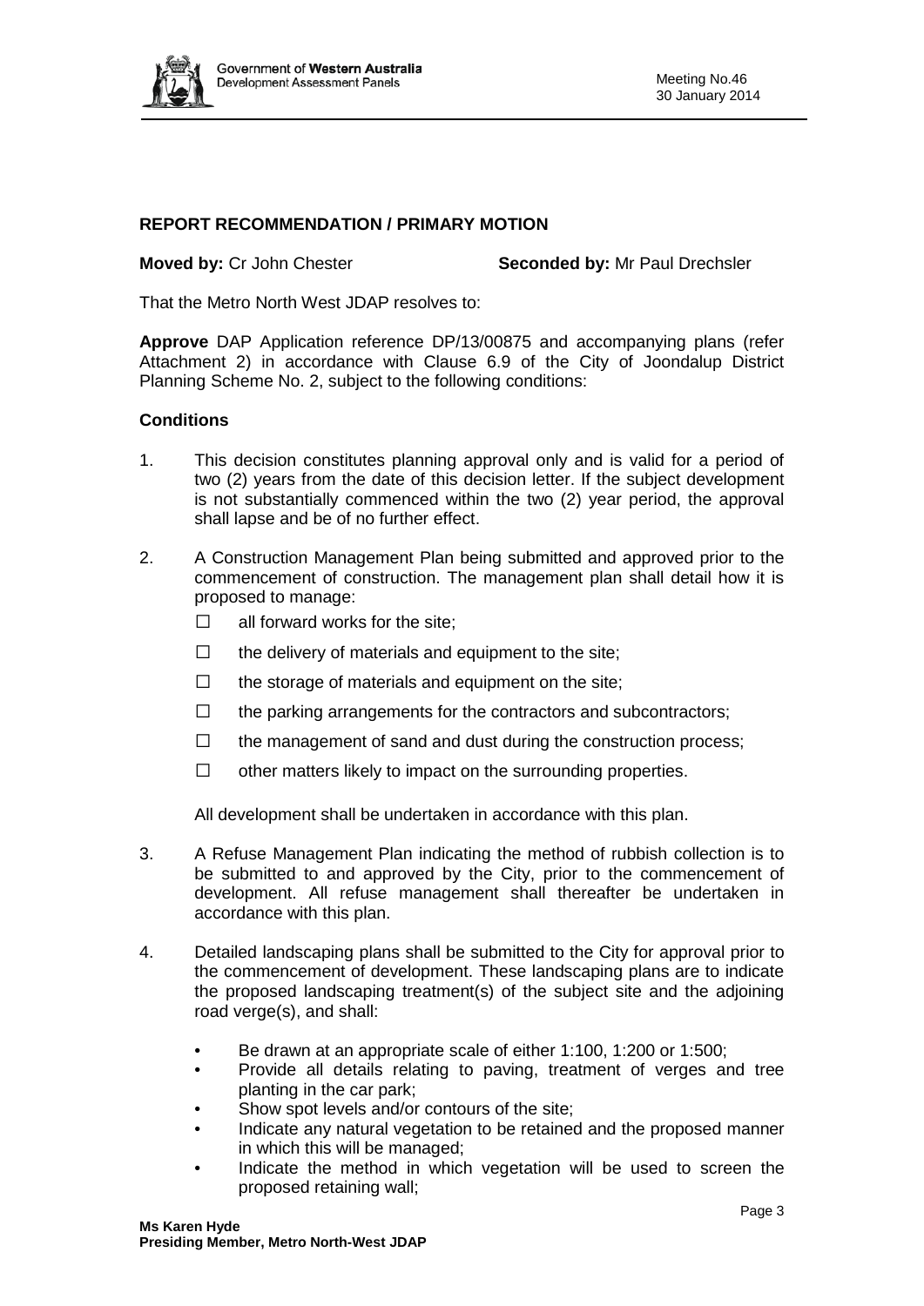## REPORT RECOMMENDATION / PRIMARY MOTION

**Moved by:** Cr John Chester **Seconded by:** Mr Paul Drechsler

That the Metro North West JDAP resolves to:

**Approve** DAP Application reference DP/13/00875 and accompanying plans (refer Attachment 2) in accordance with Clause 6.9 of the City of Joondalup District Planning Scheme No. 2, subject to the following conditions:

### Conditions

1. This decision constitutes planning approval only and is valid for a period of two (2) years from the date of this decision letter. If the subject development is not substantially commenced within the two (2) year period, the approval shall lapse and be of no further effect.

2. A Construction Management Plan being submitted and approved prior to the commencement of construction. The management plan shall detail how it is proposed to manage:

   - ☐ all forward works for the site;
   - ☐ the delivery of materials and equipment to the site;
   - ☐ the storage of materials and equipment on the site;
   - ☐ the parking arrangements for the contractors and subcontractors;
   - ☐ the management of sand and dust during the construction process;
   - ☐ other matters likely to impact on the surrounding properties.

   All development shall be undertaken in accordance with this plan.

3. A Refuse Management Plan indicating the method of rubbish collection is to be submitted to and approved by the City, prior to the commencement of development. All refuse management shall thereafter be undertaken in accordance with this plan.

4. Detailed landscaping plans shall be submitted to the City for approval prior to the commencement of development. These landscaping plans are to indicate the proposed landscaping treatment(s) of the subject site and the adjoining road verge(s), and shall:

   - Be drawn at an appropriate scale of either 1:100, 1:200 or 1:500;
   - Provide all details relating to paving, treatment of verges and tree planting in the car park;
   - Show spot levels and/or contours of the site;
   - Indicate any natural vegetation to be retained and the proposed manner in which this will be managed;
   - Indicate the method in which vegetation will be used to screen the proposed retaining wall;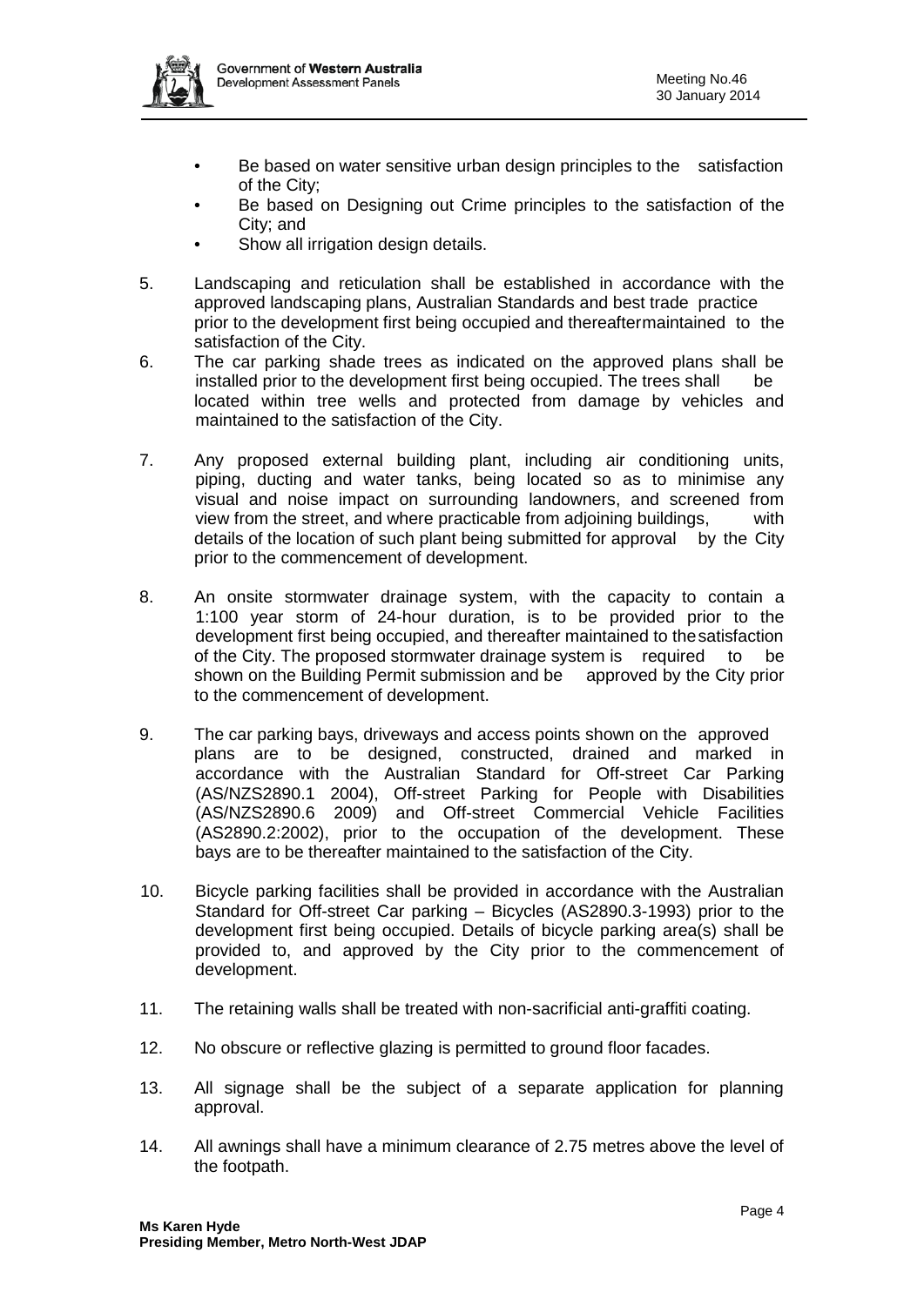- Be based on water sensitive urban design principles to the satisfaction of the City;
- Be based on Designing out Crime principles to the satisfaction of the City; and
- Show all irrigation design details.

5. Landscaping and reticulation shall be established in accordance with the approved landscaping plans, Australian Standards and best trade practice prior to the development first being occupied and thereafter maintained to the satisfaction of the City.
6. The car parking shade trees as indicated on the approved plans shall be installed prior to the development first being occupied. The trees shall be located within tree wells and protected from damage by vehicles and maintained to the satisfaction of the City.
7. Any proposed external building plant, including air conditioning units, piping, ducting and water tanks, being located so as to minimise any visual and noise impact on surrounding landowners, and screened from view from the street, and where practicable from adjoining buildings, with details of the location of such plant being submitted for approval by the City prior to the commencement of development.
8. An onsite stormwater drainage system, with the capacity to contain a 1:100 year storm of 24-hour duration, is to be provided prior to the development first being occupied, and thereafter maintained to the satisfaction of the City. The proposed stormwater drainage system is required to be shown on the Building Permit submission and be approved by the City prior to the commencement of development.
9. The car parking bays, driveways and access points shown on the approved plans are to be designed, constructed, drained and marked in accordance with the Australian Standard for Off-street Car Parking (AS/NZS2890.1 2004), Off-street Parking for People with Disabilities (AS/NZS2890.6 2009) and Off-street Commercial Vehicle Facilities (AS2890.2:2002), prior to the occupation of the development. These bays are to be thereafter maintained to the satisfaction of the City.
10. Bicycle parking facilities shall be provided in accordance with the Australian Standard for Off-street Car parking – Bicycles (AS2890.3-1993) prior to the development first being occupied. Details of bicycle parking area(s) shall be provided to, and approved by the City prior to the commencement of development.
11. The retaining walls shall be treated with non-sacrificial anti-graffiti coating.
12. No obscure or reflective glazing is permitted to ground floor facades.
13. All signage shall be the subject of a separate application for planning approval.
14. All awnings shall have a minimum clearance of 2.75 metres above the level of the footpath.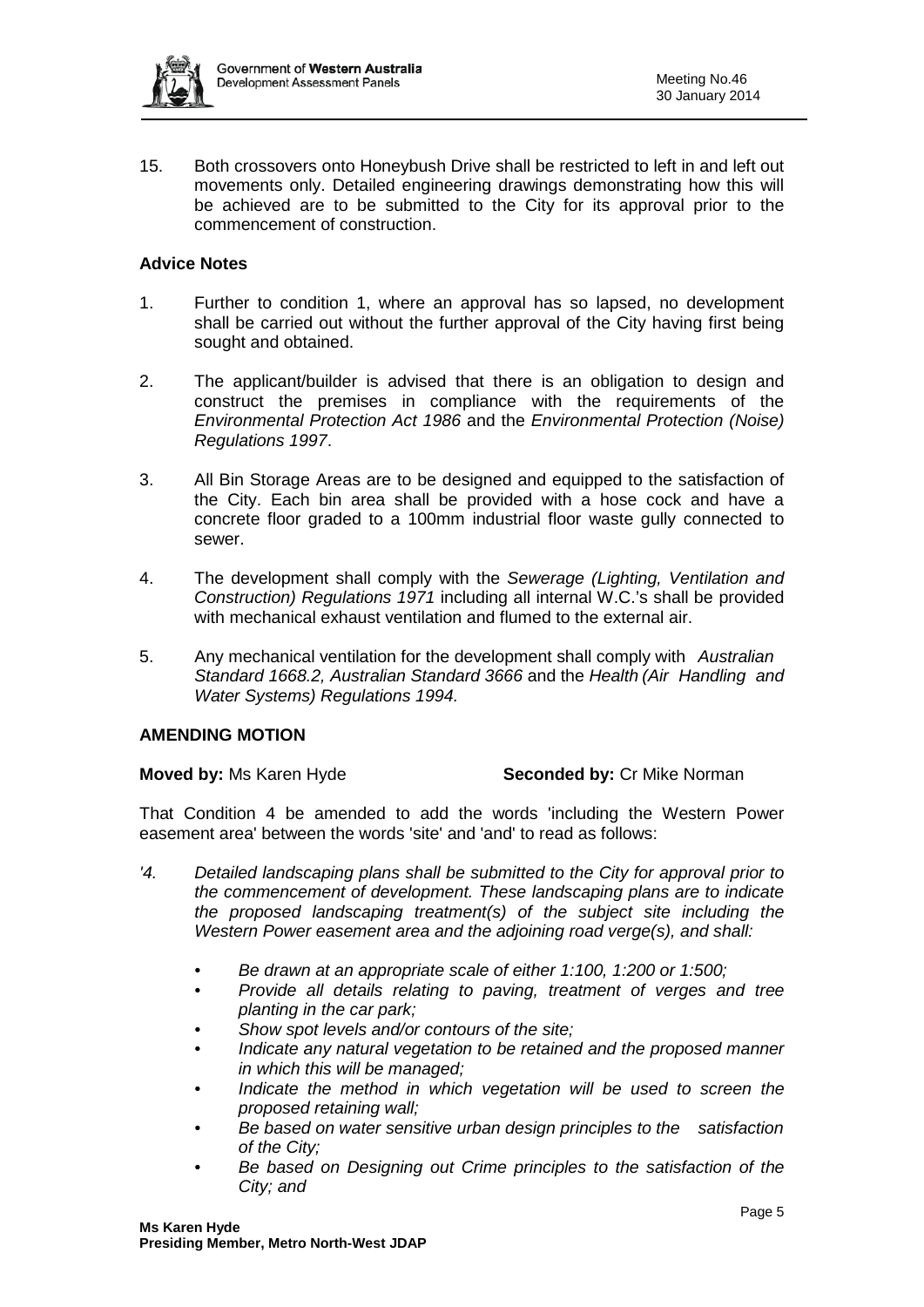15. Both crossovers onto Honeybush Drive shall be restricted to left in and left out movements only. Detailed engineering drawings demonstrating how this will be achieved are to be submitted to the City for its approval prior to the commencement of construction.

**Advice Notes**

1. Further to condition 1, where an approval has so lapsed, no development shall be carried out without the further approval of the City having first being sought and obtained.

2. The applicant/builder is advised that there is an obligation to design and construct the premises in compliance with the requirements of the *Environmental Protection Act 1986* and the *Environmental Protection (Noise) Regulations 1997*.

3. All Bin Storage Areas are to be designed and equipped to the satisfaction of the City. Each bin area shall be provided with a hose cock and have a concrete floor graded to a 100mm industrial floor waste gully connected to sewer.

4. The development shall comply with the *Sewerage (Lighting, Ventilation and Construction) Regulations 1971* including all internal W.C.'s shall be provided with mechanical exhaust ventilation and flumed to the external air.

5. Any mechanical ventilation for the development shall comply with *Australian Standard 1668.2, Australian Standard 3666* and the *Health (Air Handling and Water Systems) Regulations 1994.*

**AMENDING MOTION**

**Moved by:** Ms Karen Hyde **Seconded by:** Cr Mike Norman

That Condition 4 be amended to add the words 'including the Western Power easement area' between the words 'site' and 'and' to read as follows:

*'4. Detailed landscaping plans shall be submitted to the City for approval prior to the commencement of development. These landscaping plans are to indicate the proposed landscaping treatment(s) of the subject site including the Western Power easement area and the adjoining road verge(s), and shall:*

- *Be drawn at an appropriate scale of either 1:100, 1:200 or 1:500;*
- *Provide all details relating to paving, treatment of verges and tree planting in the car park;*
- *Show spot levels and/or contours of the site;*
- *Indicate any natural vegetation to be retained and the proposed manner in which this will be managed;*
- *Indicate the method in which vegetation will be used to screen the proposed retaining wall;*
- *Be based on water sensitive urban design principles to the satisfaction of the City;*
- *Be based on Designing out Crime principles to the satisfaction of the City; and*

**Ms Karen Hyde**
**Presiding Member, Metro North-West JDAP**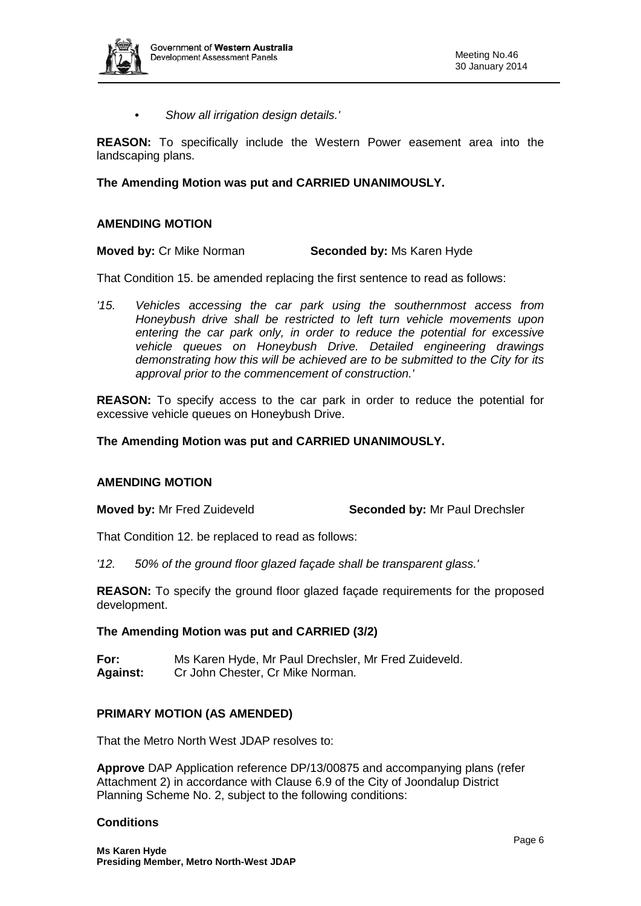- *Show all irrigation design details.'*

**REASON:** To specifically include the Western Power easement area into the landscaping plans.

**The Amending Motion was put and CARRIED UNANIMOUSLY.**

**AMENDING MOTION**

**Moved by:** Cr Mike Norman **Seconded by:** Ms Karen Hyde

That Condition 15. be amended replacing the first sentence to read as follows:

*'15. Vehicles accessing the car park using the southernmost access from Honeybush drive shall be restricted to left turn vehicle movements upon entering the car park only, in order to reduce the potential for excessive vehicle queues on Honeybush Drive. Detailed engineering drawings demonstrating how this will be achieved are to be submitted to the City for its approval prior to the commencement of construction.'*

**REASON:** To specify access to the car park in order to reduce the potential for excessive vehicle queues on Honeybush Drive.

**The Amending Motion was put and CARRIED UNANIMOUSLY.**

**AMENDING MOTION**

**Moved by:** Mr Fred Zuideveld **Seconded by:** Mr Paul Drechsler

That Condition 12. be replaced to read as follows:

*'12. 50% of the ground floor glazed façade shall be transparent glass.'*

**REASON:** To specify the ground floor glazed façade requirements for the proposed development.

**The Amending Motion was put and CARRIED (3/2)**

**For:** Ms Karen Hyde, Mr Paul Drechsler, Mr Fred Zuideveld.
**Against:** Cr John Chester, Cr Mike Norman.

**PRIMARY MOTION (AS AMENDED)**

That the Metro North West JDAP resolves to:

**Approve** DAP Application reference DP/13/00875 and accompanying plans (refer Attachment 2) in accordance with Clause 6.9 of the City of Joondalup District Planning Scheme No. 2, subject to the following conditions:

**Conditions**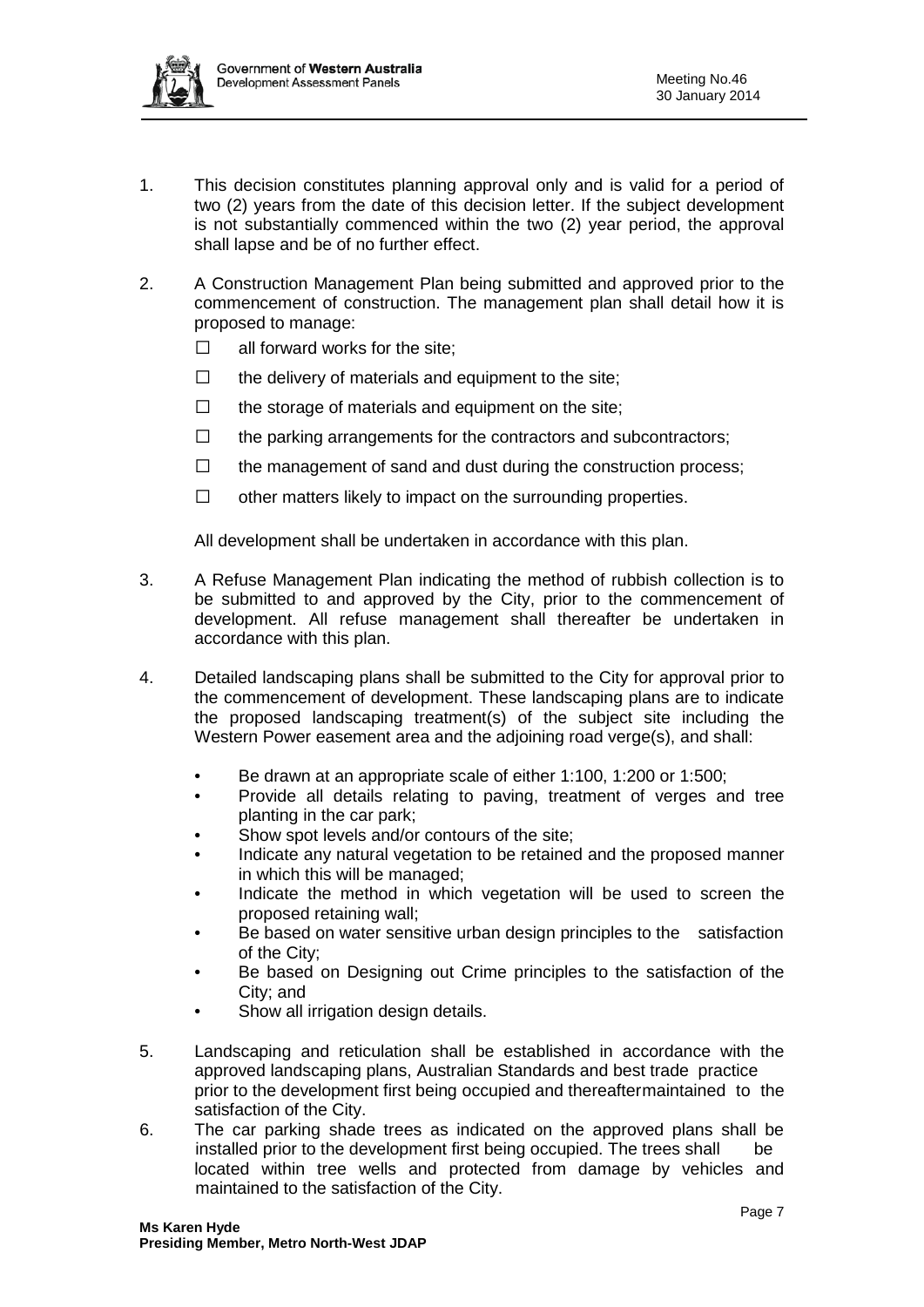1. This decision constitutes planning approval only and is valid for a period of two (2) years from the date of this decision letter. If the subject development is not substantially commenced within the two (2) year period, the approval shall lapse and be of no further effect.

2. A Construction Management Plan being submitted and approved prior to the commencement of construction. The management plan shall detail how it is proposed to manage:
   - all forward works for the site;
   - the delivery of materials and equipment to the site;
   - the storage of materials and equipment on the site;
   - the parking arrangements for the contractors and subcontractors;
   - the management of sand and dust during the construction process;
   - other matters likely to impact on the surrounding properties.

   All development shall be undertaken in accordance with this plan.

3. A Refuse Management Plan indicating the method of rubbish collection is to be submitted to and approved by the City, prior to the commencement of development. All refuse management shall thereafter be undertaken in accordance with this plan.

4. Detailed landscaping plans shall be submitted to the City for approval prior to the commencement of development. These landscaping plans are to indicate the proposed landscaping treatment(s) of the subject site including the Western Power easement area and the adjoining road verge(s), and shall:
   - Be drawn at an appropriate scale of either 1:100, 1:200 or 1:500;
   - Provide all details relating to paving, treatment of verges and tree planting in the car park;
   - Show spot levels and/or contours of the site;
   - Indicate any natural vegetation to be retained and the proposed manner in which this will be managed;
   - Indicate the method in which vegetation will be used to screen the proposed retaining wall;
   - Be based on water sensitive urban design principles to the satisfaction of the City;
   - Be based on Designing out Crime principles to the satisfaction of the City; and
   - Show all irrigation design details.

5. Landscaping and reticulation shall be established in accordance with the approved landscaping plans, Australian Standards and best trade practice prior to the development first being occupied and thereafter maintained to the satisfaction of the City.

6. The car parking shade trees as indicated on the approved plans shall be installed prior to the development first being occupied. The trees shall be located within tree wells and protected from damage by vehicles and maintained to the satisfaction of the City.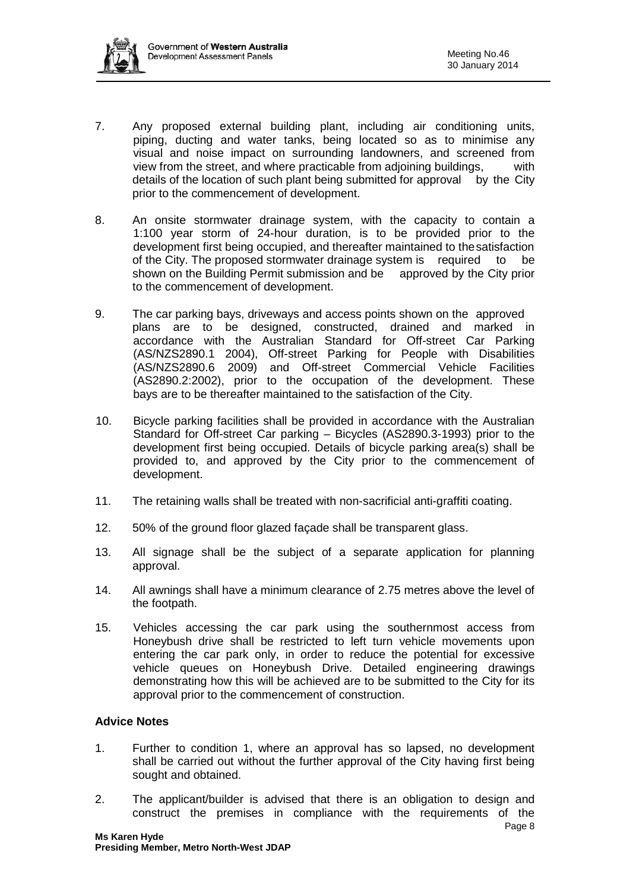7. Any proposed external building plant, including air conditioning units, piping, ducting and water tanks, being located so as to minimise any visual and noise impact on surrounding landowners, and screened from view from the street, and where practicable from adjoining buildings, with details of the location of such plant being submitted for approval by the City prior to the commencement of development.

8. An onsite stormwater drainage system, with the capacity to contain a 1:100 year storm of 24-hour duration, is to be provided prior to the development first being occupied, and thereafter maintained to the satisfaction of the City. The proposed stormwater drainage system is required to be shown on the Building Permit submission and be approved by the City prior to the commencement of development.

9. The car parking bays, driveways and access points shown on the approved plans are to be designed, constructed, drained and marked in accordance with the Australian Standard for Off-street Car Parking (AS/NZS2890.1 2004), Off-street Parking for People with Disabilities (AS/NZS2890.6 2009) and Off-street Commercial Vehicle Facilities (AS2890.2:2002), prior to the occupation of the development. These bays are to be thereafter maintained to the satisfaction of the City.

10. Bicycle parking facilities shall be provided in accordance with the Australian Standard for Off-street Car parking – Bicycles (AS2890.3-1993) prior to the development first being occupied. Details of bicycle parking area(s) shall be provided to, and approved by the City prior to the commencement of development.

11. The retaining walls shall be treated with non-sacrificial anti-graffiti coating.

12. 50% of the ground floor glazed façade shall be transparent glass.

13. All signage shall be the subject of a separate application for planning approval.

14. All awnings shall have a minimum clearance of 2.75 metres above the level of the footpath.

15. Vehicles accessing the car park using the southernmost access from Honeybush drive shall be restricted to left turn vehicle movements upon entering the car park only, in order to reduce the potential for excessive vehicle queues on Honeybush Drive. Detailed engineering drawings demonstrating how this will be achieved are to be submitted to the City for its approval prior to the commencement of construction.

**Advice Notes**

1. Further to condition 1, where an approval has so lapsed, no development shall be carried out without the further approval of the City having first being sought and obtained.

2. The applicant/builder is advised that there is an obligation to design and construct the premises in compliance with the requirements of the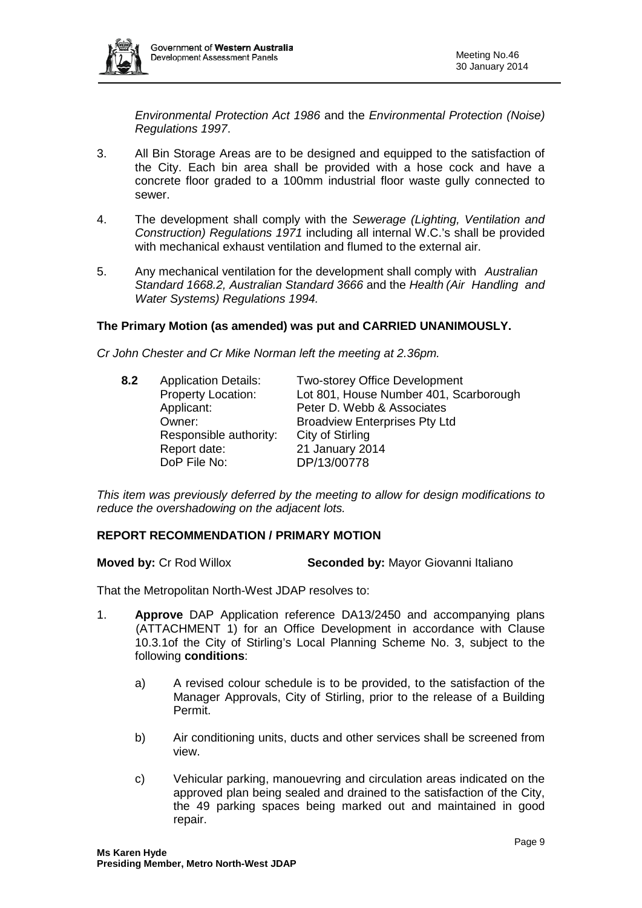*Environmental Protection Act 1986* and the *Environmental Protection (Noise) Regulations 1997*.

3. All Bin Storage Areas are to be designed and equipped to the satisfaction of the City. Each bin area shall be provided with a hose cock and have a concrete floor graded to a 100mm industrial floor waste gully connected to sewer.

4. The development shall comply with the *Sewerage (Lighting, Ventilation and Construction) Regulations 1971* including all internal W.C.'s shall be provided with mechanical exhaust ventilation and flumed to the external air.

5. Any mechanical ventilation for the development shall comply with *Australian Standard 1668.2, Australian Standard 3666* and the *Health (Air Handling and Water Systems) Regulations 1994.*

**The Primary Motion (as amended) was put and CARRIED UNANIMOUSLY.**

*Cr John Chester and Cr Mike Norman left the meeting at 2.36pm.*

**8.2**

| | |
|---|---|
| Application Details: | Two-storey Office Development |
| Property Location: | Lot 801, House Number 401, Scarborough |
| Applicant: | Peter D. Webb & Associates |
| Owner: | Broadview Enterprises Pty Ltd |
| Responsible authority: | City of Stirling |
| Report date: | 21 January 2014 |
| DoP File No: | DP/13/00778 |

*This item was previously deferred by the meeting to allow for design modifications to reduce the overshadowing on the adjacent lots.*

**REPORT RECOMMENDATION / PRIMARY MOTION**

**Moved by:** Cr Rod Willox **Seconded by:** Mayor Giovanni Italiano

That the Metropolitan North-West JDAP resolves to:

1. **Approve** DAP Application reference DA13/2450 and accompanying plans (ATTACHMENT 1) for an Office Development in accordance with Clause 10.3.1of the City of Stirling's Local Planning Scheme No. 3, subject to the following **conditions**:

   a) A revised colour schedule is to be provided, to the satisfaction of the Manager Approvals, City of Stirling, prior to the release of a Building Permit.

   b) Air conditioning units, ducts and other services shall be screened from view.

   c) Vehicular parking, manouevring and circulation areas indicated on the approved plan being sealed and drained to the satisfaction of the City, the 49 parking spaces being marked out and maintained in good repair.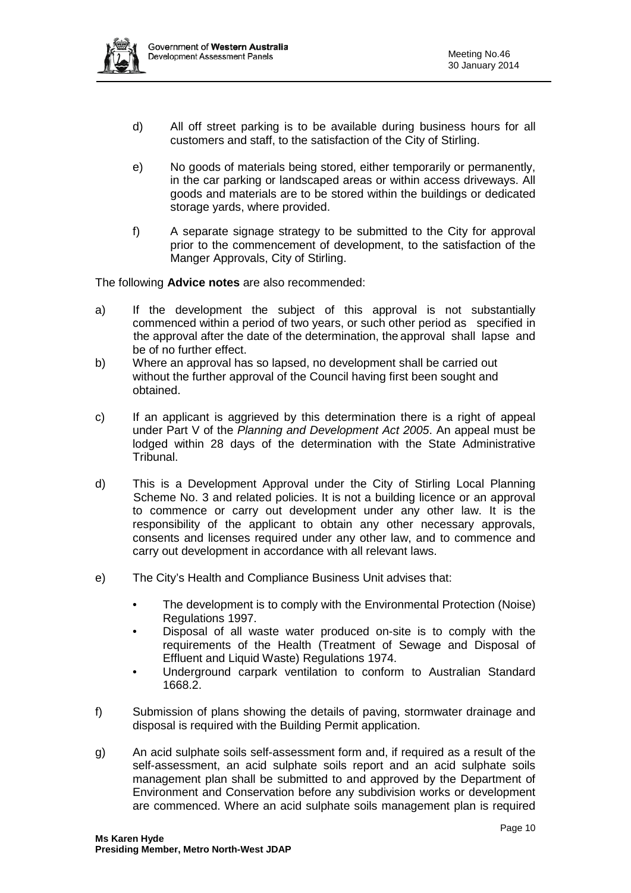d) All off street parking is to be available during business hours for all customers and staff, to the satisfaction of the City of Stirling.

e) No goods of materials being stored, either temporarily or permanently, in the car parking or landscaped areas or within access driveways. All goods and materials are to be stored within the buildings or dedicated storage yards, where provided.

f) A separate signage strategy to be submitted to the City for approval prior to the commencement of development, to the satisfaction of the Manger Approvals, City of Stirling.

The following **Advice notes** are also recommended:

a) If the development the subject of this approval is not substantially commenced within a period of two years, or such other period as specified in the approval after the date of the determination, the approval shall lapse and be of no further effect.

b) Where an approval has so lapsed, no development shall be carried out without the further approval of the Council having first been sought and obtained.

c) If an applicant is aggrieved by this determination there is a right of appeal under Part V of the *Planning and Development Act 2005*. An appeal must be lodged within 28 days of the determination with the State Administrative Tribunal.

d) This is a Development Approval under the City of Stirling Local Planning Scheme No. 3 and related policies. It is not a building licence or an approval to commence or carry out development under any other law. It is the responsibility of the applicant to obtain any other necessary approvals, consents and licenses required under any other law, and to commence and carry out development in accordance with all relevant laws.

e) The City's Health and Compliance Business Unit advises that:

   - The development is to comply with the Environmental Protection (Noise) Regulations 1997.
   - Disposal of all waste water produced on-site is to comply with the requirements of the Health (Treatment of Sewage and Disposal of Effluent and Liquid Waste) Regulations 1974.
   - Underground carpark ventilation to conform to Australian Standard 1668.2.

f) Submission of plans showing the details of paving, stormwater drainage and disposal is required with the Building Permit application.

g) An acid sulphate soils self-assessment form and, if required as a result of the self-assessment, an acid sulphate soils report and an acid sulphate soils management plan shall be submitted to and approved by the Department of Environment and Conservation before any subdivision works or development are commenced. Where an acid sulphate soils management plan is required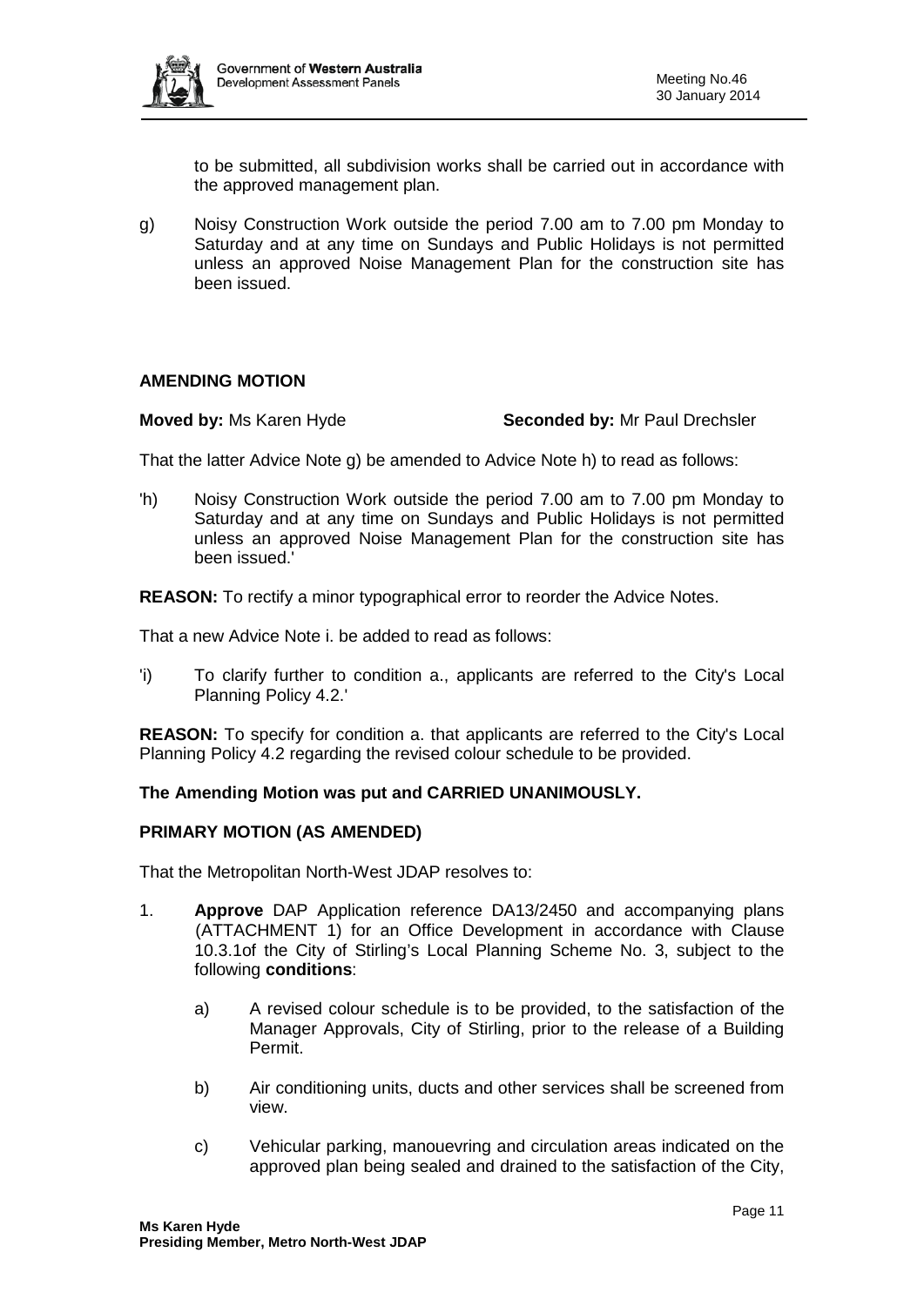to be submitted, all subdivision works shall be carried out in accordance with the approved management plan.

g) Noisy Construction Work outside the period 7.00 am to 7.00 pm Monday to Saturday and at any time on Sundays and Public Holidays is not permitted unless an approved Noise Management Plan for the construction site has been issued.

**AMENDING MOTION**

**Moved by:** Ms Karen Hyde **Seconded by:** Mr Paul Drechsler

That the latter Advice Note g) be amended to Advice Note h) to read as follows:

'h) Noisy Construction Work outside the period 7.00 am to 7.00 pm Monday to Saturday and at any time on Sundays and Public Holidays is not permitted unless an approved Noise Management Plan for the construction site has been issued.'

**REASON:** To rectify a minor typographical error to reorder the Advice Notes.

That a new Advice Note i. be added to read as follows:

'i) To clarify further to condition a., applicants are referred to the City's Local Planning Policy 4.2.'

**REASON:** To specify for condition a. that applicants are referred to the City's Local Planning Policy 4.2 regarding the revised colour schedule to be provided.

**The Amending Motion was put and CARRIED UNANIMOUSLY.**

**PRIMARY MOTION (AS AMENDED)**

That the Metropolitan North-West JDAP resolves to:

1. **Approve** DAP Application reference DA13/2450 and accompanying plans (ATTACHMENT 1) for an Office Development in accordance with Clause 10.3.1of the City of Stirling's Local Planning Scheme No. 3, subject to the following **conditions**:

   a) A revised colour schedule is to be provided, to the satisfaction of the Manager Approvals, City of Stirling, prior to the release of a Building Permit.

   b) Air conditioning units, ducts and other services shall be screened from view.

   c) Vehicular parking, manouevring and circulation areas indicated on the approved plan being sealed and drained to the satisfaction of the City,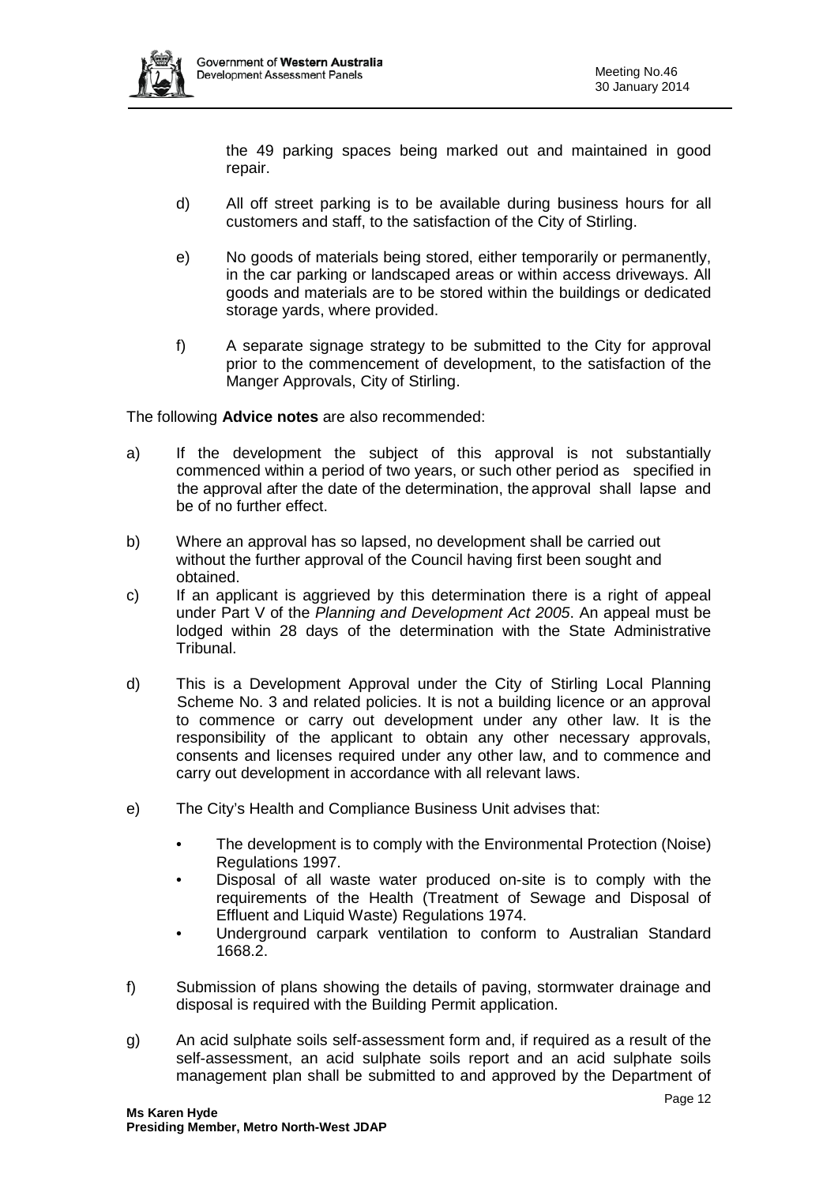the 49 parking spaces being marked out and maintained in good repair.

d) All off street parking is to be available during business hours for all customers and staff, to the satisfaction of the City of Stirling.

e) No goods of materials being stored, either temporarily or permanently, in the car parking or landscaped areas or within access driveways. All goods and materials are to be stored within the buildings or dedicated storage yards, where provided.

f) A separate signage strategy to be submitted to the City for approval prior to the commencement of development, to the satisfaction of the Manger Approvals, City of Stirling.

The following **Advice notes** are also recommended:

a) If the development the subject of this approval is not substantially commenced within a period of two years, or such other period as specified in the approval after the date of the determination, the approval shall lapse and be of no further effect.

b) Where an approval has so lapsed, no development shall be carried out without the further approval of the Council having first been sought and obtained.

c) If an applicant is aggrieved by this determination there is a right of appeal under Part V of the *Planning and Development Act 2005*. An appeal must be lodged within 28 days of the determination with the State Administrative Tribunal.

d) This is a Development Approval under the City of Stirling Local Planning Scheme No. 3 and related policies. It is not a building licence or an approval to commence or carry out development under any other law. It is the responsibility of the applicant to obtain any other necessary approvals, consents and licenses required under any other law, and to commence and carry out development in accordance with all relevant laws.

e) The City's Health and Compliance Business Unit advises that:

   - The development is to comply with the Environmental Protection (Noise) Regulations 1997.
   - Disposal of all waste water produced on-site is to comply with the requirements of the Health (Treatment of Sewage and Disposal of Effluent and Liquid Waste) Regulations 1974.
   - Underground carpark ventilation to conform to Australian Standard 1668.2.

f) Submission of plans showing the details of paving, stormwater drainage and disposal is required with the Building Permit application.

g) An acid sulphate soils self-assessment form and, if required as a result of the self-assessment, an acid sulphate soils report and an acid sulphate soils management plan shall be submitted to and approved by the Department of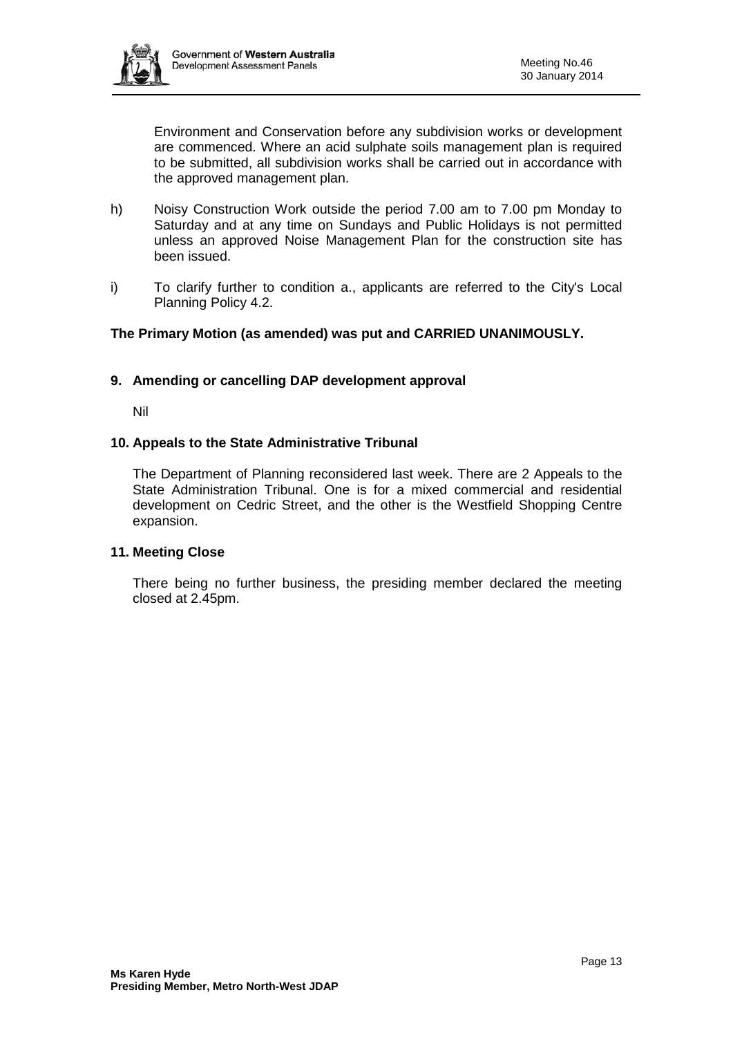Environment and Conservation before any subdivision works or development are commenced. Where an acid sulphate soils management plan is required to be submitted, all subdivision works shall be carried out in accordance with the approved management plan.

h) Noisy Construction Work outside the period 7.00 am to 7.00 pm Monday to Saturday and at any time on Sundays and Public Holidays is not permitted unless an approved Noise Management Plan for the construction site has been issued.

i) To clarify further to condition a., applicants are referred to the City's Local Planning Policy 4.2.

**The Primary Motion (as amended) was put and CARRIED UNANIMOUSLY.**

## 9. Amending or cancelling DAP development approval

Nil

## 10. Appeals to the State Administrative Tribunal

The Department of Planning reconsidered last week. There are 2 Appeals to the State Administration Tribunal. One is for a mixed commercial and residential development on Cedric Street, and the other is the Westfield Shopping Centre expansion.

## 11. Meeting Close

There being no further business, the presiding member declared the meeting closed at 2.45pm.

**Ms Karen Hyde**
**Presiding Member, Metro North-West JDAP**